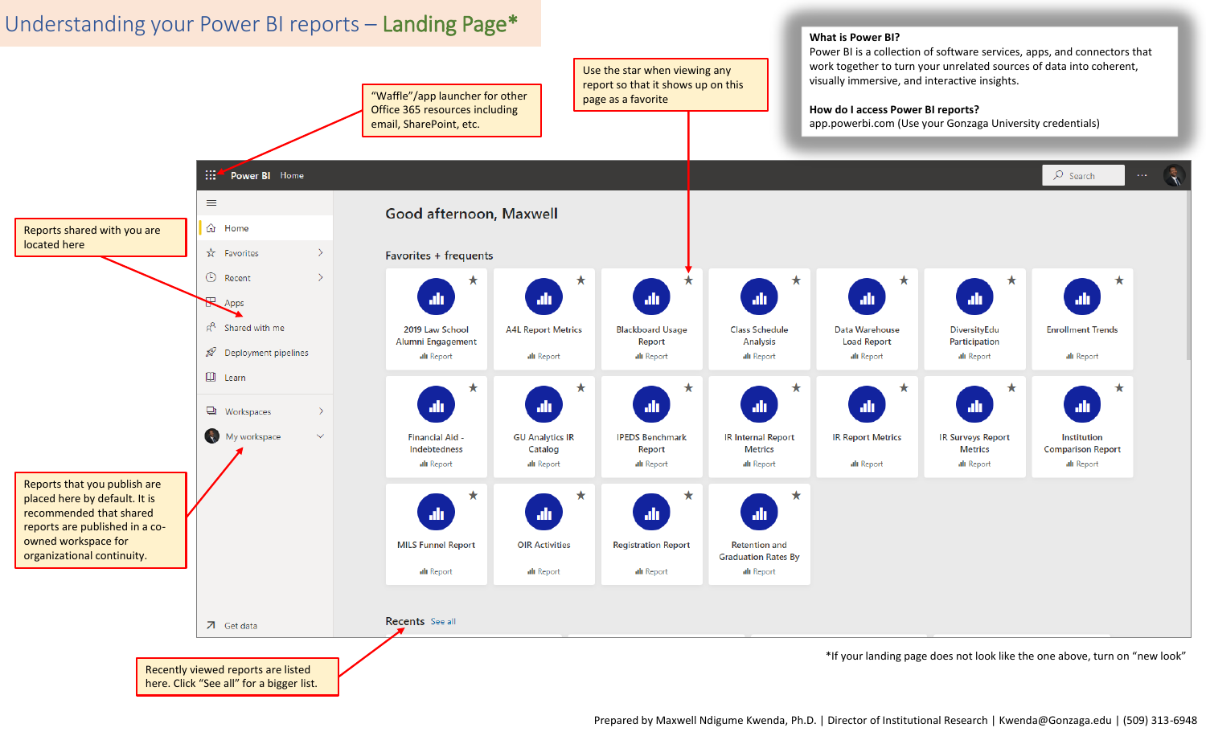# Understanding your Power BI reports – Landing Page*

**What is Power BI?**
Power BI is a collection of software services, apps, and connectors that work together to turn your unrelated sources of data into coherent, visually immersive, and interactive insights.

**How do I access Power BI reports?**
app.powerbi.com (Use your Gonzaga University credentials)

"Waffle"/app launcher for other Office 365 resources including email, SharePoint, etc.

Use the star when viewing any report so that it shows up on this page as a favorite

Reports shared with you are located here

Reports that you publish are placed here by default. It is recommended that shared reports are published in a co-owned workspace for organizational continuity.

Recently viewed reports are listed here. Click "See all" for a bigger list.

Power BI Home

Search

Home
Favorites
Recent
Apps
Shared with me
Deployment pipelines
Learn
Workspaces
My workspace
Get data

Good afternoon, Maxwell

Favorites + frequents

- 2019 Law School Alumni Engagement – Report
- A4L Report Metrics – Report
- Blackboard Usage Report – Report
- Class Schedule Analysis – Report
- Data Warehouse Load Report – Report
- DiversityEdu Participation – Report
- Enrollment Trends – Report
- Financial Aid - Indebtedness – Report
- GU Analytics IR Catalog – Report
- IPEDS Benchmark Report – Report
- IR Internal Report Metrics – Report
- IR Report Metrics – Report
- IR Surveys Report Metrics – Report
- Institution Comparison Report – Report
- MILS Funnel Report – Report
- OIR Activities – Report
- Registration Report – Report
- Retention and Graduation Rates By – Report

Recents See all

*If your landing page does not look like the one above, turn on "new look"

Prepared by Maxwell Ndigume Kwenda, Ph.D. | Director of Institutional Research | Kwenda@Gonzaga.edu | (509) 313-6948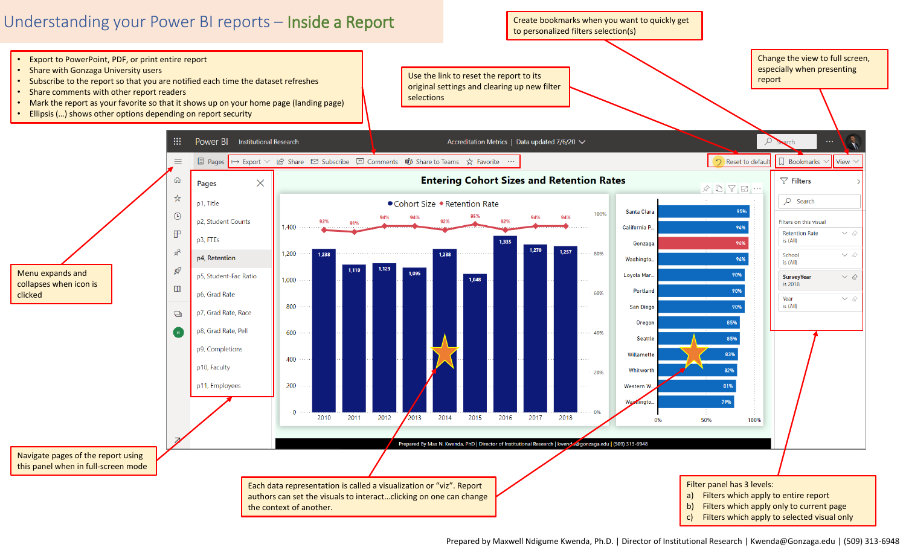# Understanding your Power BI reports – Inside a Report

- Export to PowerPoint, PDF, or print entire report
- Share with Gonzaga University users
- Subscribe to the report so that you are notified each time the dataset refreshes
- Share comments with other report readers
- Mark the report as your favorite so that it shows up on your home page (landing page)
- Ellipsis (...) shows other options depending on report security

Use the link to reset the report to its original settings and clearing up new filter selections

Create bookmarks when you want to quickly get to personalized filters selection(s)

Change the view to full screen, especially when presenting report

Menu expands and collapses when icon is clicked

Navigate pages of the report using this panel when in full-screen mode

Each data representation is called a visualization or "viz". Report authors can set the visuals to interact...clicking on one can change the context of another.

Filter panel has 3 levels:

a) Filters which apply to entire report
b) Filters which apply only to current page
c) Filters which apply to selected visual only

Prepared by Maxwell Ndigume Kwenda, Ph.D. | Director of Institutional Research | Kwenda@Gonzaga.edu | (509) 313-6948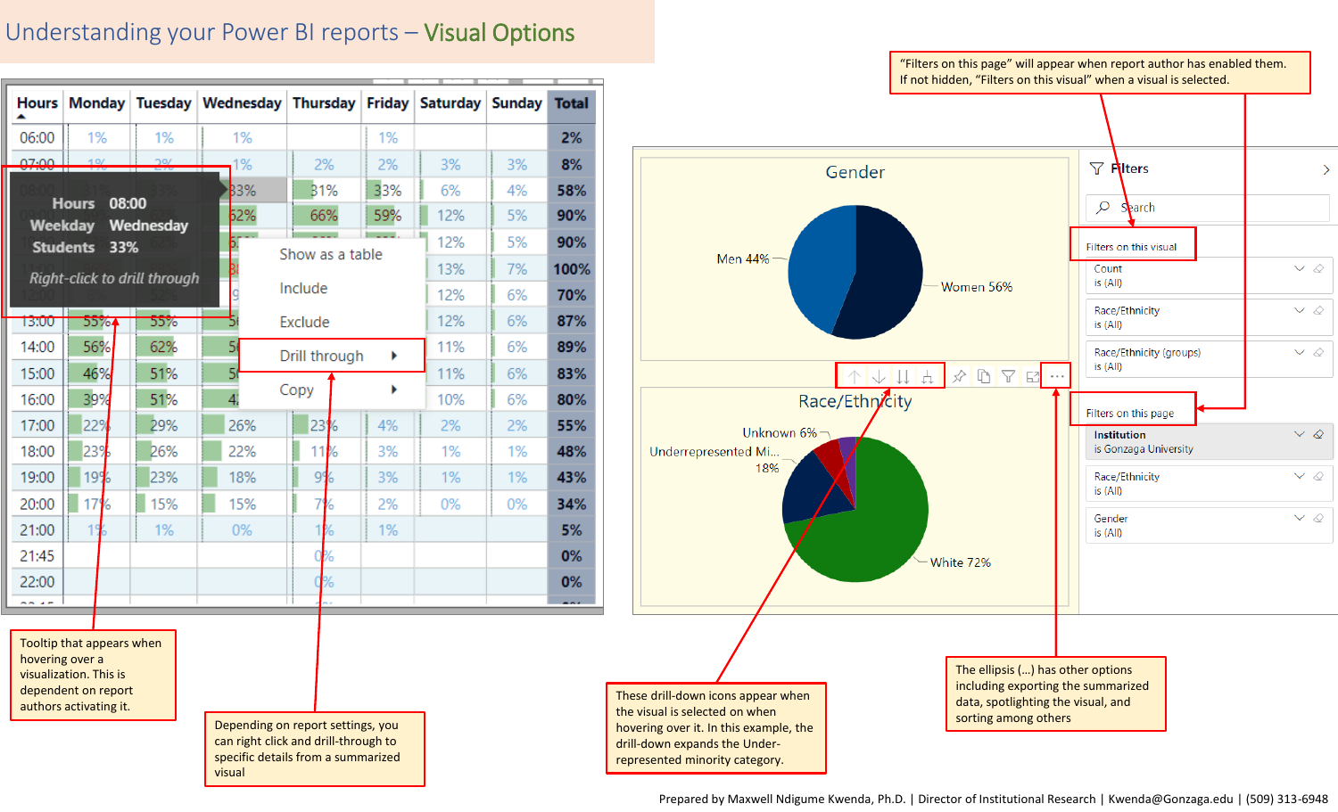# Understanding your Power BI reports – Visual Options

| Hours | Monday | Tuesday | Wednesday | Thursday | Friday | Saturday | Sunday | Total |
|---|---|---|---|---|---|---|---|---|
| 06:00 | 1% | 1% | 1% | | 1% | | | 2% |
| 07:00 | 1% | 2% | 1% | 2% | 2% | 3% | 3% | 8% |
| 08:00 | 31% | 33% | 33% | 31% | 33% | 6% | 4% | 58% |
| 09:00 | | | 62% | 66% | 59% | 12% | 5% | 90% |
| 10:00 | | | | | | 12% | 5% | 90% |
| 11:00 | | | | | | 13% | 7% | 100% |
| 12:00 | | | | | | 12% | 6% | 70% |
| 13:00 | 55% | 55% | | | | 12% | 6% | 87% |
| 14:00 | 56% | 62% | | | | 11% | 6% | 89% |
| 15:00 | 46% | 51% | | | | 11% | 6% | 83% |
| 16:00 | 39% | 51% | | | | 10% | 6% | 80% |
| 17:00 | 22% | 29% | 26% | 23% | 4% | 2% | 2% | 55% |
| 18:00 | 23% | 26% | 22% | 11% | 3% | 1% | 1% | 48% |
| 19:00 | 19% | 23% | 18% | 9% | 3% | 1% | 1% | 43% |
| 20:00 | 17% | 15% | 15% | 7% | 2% | 0% | 0% | 34% |
| 21:00 | 1% | 1% | 0% | 1% | 1% | | | 5% |
| 21:45 | | | | 0% | | | | 0% |
| 22:00 | | | | 0% | | | | 0% |

Hours 08:00
Weekday Wednesday
Students 33%
*Right-click to drill through*

Show as a table
Include
Exclude
Drill through
Copy

Tooltip that appears when hovering over a visualization. This is dependent on report authors activating it.

Depending on report settings, you can right click and drill-through to specific details from a summarized visual

Gender
Men 44%
Women 56%

Race/Ethnicity
Unknown 6%
Underrepresented Mi... 18%
White 72%

Filters
Search
Filters on this visual
Count is (All)
Race/Ethnicity is (All)
Race/Ethnicity (groups) is (All)
Filters on this page
Institution is Gonzaga University
Race/Ethnicity is (All)
Gender is (All)

"Filters on this page" will appear when report author has enabled them. If not hidden, "Filters on this visual" when a visual is selected.

These drill-down icons appear when the visual is selected on when hovering over it. In this example, the drill-down expands the Under-represented minority category.

The ellipsis (...) has other options including exporting the summarized data, spotlighting the visual, and sorting among others

Prepared by Maxwell Ndigume Kwenda, Ph.D. | Director of Institutional Research | Kwenda@Gonzaga.edu | (509) 313-6948